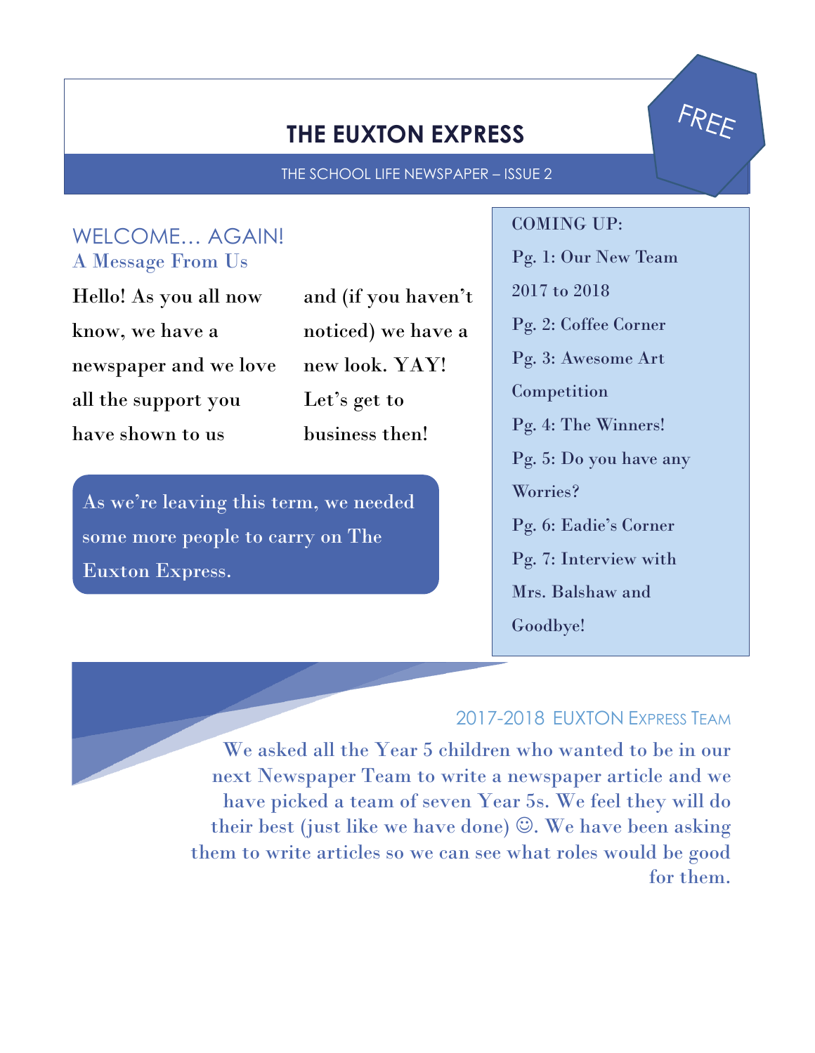# THE EUXTON EXPRESS

THE SCHOOL LIFE NEWSPAPER – ISSUE 2

FREE

## WELCOME… AGAIN!

### A Message From Us

Hello! As you all now know, we have a newspaper and we love all the support you have shown to us and (if you haven't noticed) we have a new look. YAY! Let's get to business then!

As we're leaving this term, we needed some more people to carry on The Euxton Express.

**COMING UP:**

- Pg. 1: Our New Team 2017 to 2018
- Pg. 2: Coffee Corner
- Pg. 3: Awesome Art Competition
- Pg. 4: The Winners!
- Pg. 5: Do you have any Worries?
- Pg. 6: Eadie's Corner
- Pg. 7: Interview with Mrs. Balshaw and Goodbye!

## 2017-2018 EUXTON EXPRESS TEAM

We asked all the Year 5 children who wanted to be in our next Newspaper Team to write a newspaper article and we have picked a team of seven Year 5s. We feel they will do their best (just like we have done) ☺. We have been asking them to write articles so we can see what roles would be good for them.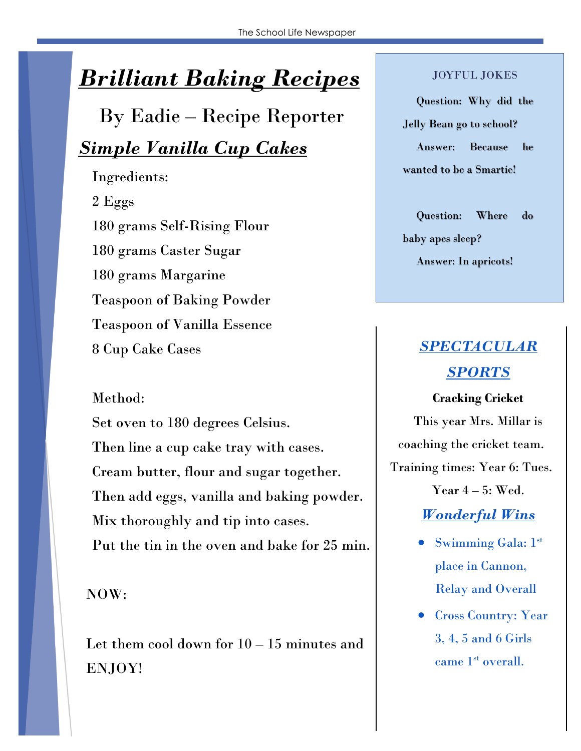# ***Brilliant Baking Recipes***

By Eadie – Recipe Reporter

## ***Simple Vanilla Cup Cakes***

Ingredients:

2 Eggs

180 grams Self-Rising Flour

180 grams Caster Sugar

180 grams Margarine

Teaspoon of Baking Powder

Teaspoon of Vanilla Essence

8 Cup Cake Cases

Method:

Set oven to 180 degrees Celsius.

Then line a cup cake tray with cases.

Cream butter, flour and sugar together.

Then add eggs, vanilla and baking powder.

Mix thoroughly and tip into cases.

Put the tin in the oven and bake for 25 min.

NOW:

Let them cool down for 10 – 15 minutes and ENJOY!

### JOYFUL JOKES

**Question: Why did the Jelly Bean go to school?**

**Answer: Because he wanted to be a Smartie!**

**Question: Where do baby apes sleep?**

**Answer: In apricots!**

## ***SPECTACULAR SPORTS***

**Cracking Cricket**

This year Mrs. Millar is coaching the cricket team. Training times: Year 6: Tues. Year 4 – 5: Wed.

### ***Wonderful Wins***

- Swimming Gala: 1st place in Cannon, Relay and Overall
- Cross Country: Year 3, 4, 5 and 6 Girls came 1st overall.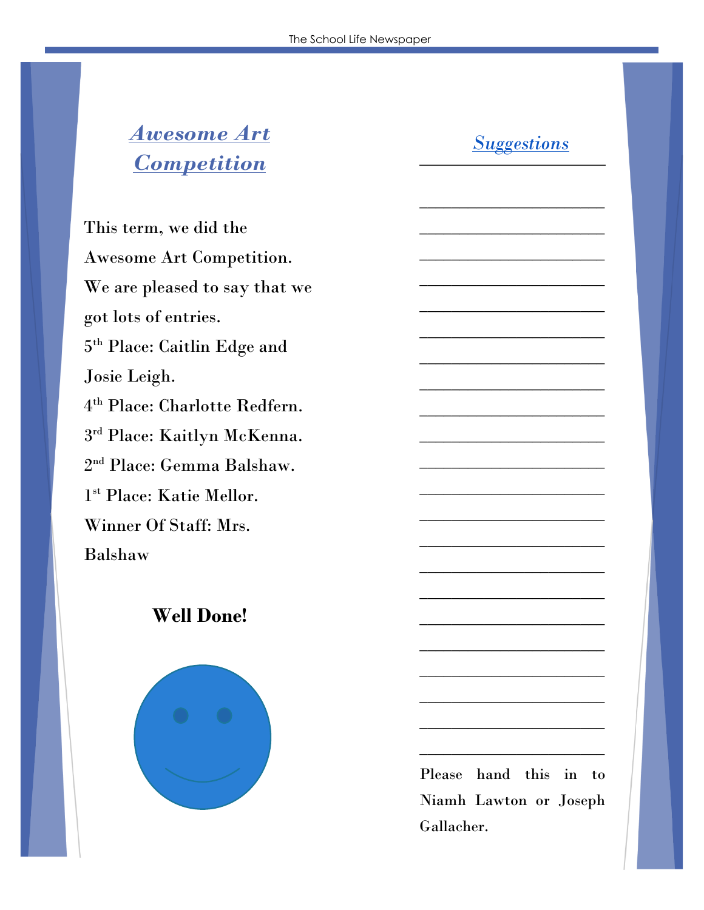## *Awesome Art Competition*

This term, we did the Awesome Art Competition. We are pleased to say that we got lots of entries.

5th Place: Caitlin Edge and Josie Leigh.

4th Place: Charlotte Redfern.

3rd Place: Kaitlyn McKenna.

2nd Place: Gemma Balshaw.

1st Place: Katie Mellor.

Winner Of Staff: Mrs. Balshaw

**Well Done!**

## *Suggestions*

______________________

______________________

______________________

______________________

______________________

______________________

______________________

______________________

______________________

______________________

______________________

______________________

______________________

______________________

______________________

______________________

______________________

______________________

______________________

______________________

______________________

______________________

______________________

______________________

Please hand this in to Niamh Lawton or Joseph Gallacher.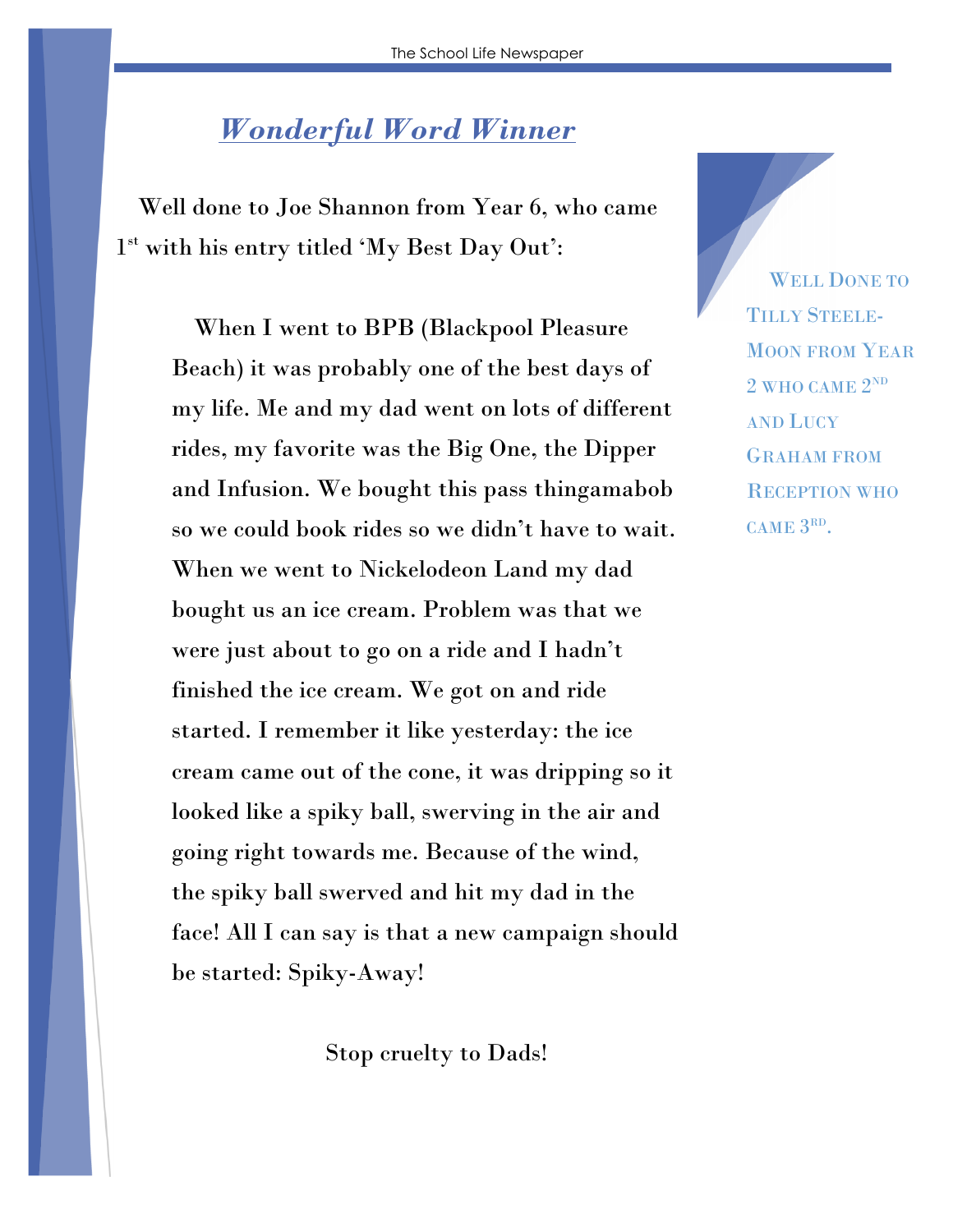## *Wonderful Word Winner*

Well done to Joe Shannon from Year 6, who came 1st with his entry titled 'My Best Day Out':

> When I went to BPB (Blackpool Pleasure Beach) it was probably one of the best days of my life. Me and my dad went on lots of different rides, my favorite was the Big One, the Dipper and Infusion. We bought this pass thingamabob so we could book rides so we didn't have to wait. When we went to Nickelodeon Land my dad bought us an ice cream. Problem was that we were just about to go on a ride and I hadn't finished the ice cream. We got on and ride started. I remember it like yesterday: the ice cream came out of the cone, it was dripping so it looked like a spiky ball, swerving in the air and going right towards me. Because of the wind, the spiky ball swerved and hit my dad in the face! All I can say is that a new campaign should be started: Spiky-Away!
>
> Stop cruelty to Dads!

WELL DONE TO TILLY STEELE-MOON FROM YEAR 2 WHO CAME 2ND AND LUCY GRAHAM FROM RECEPTION WHO CAME 3RD.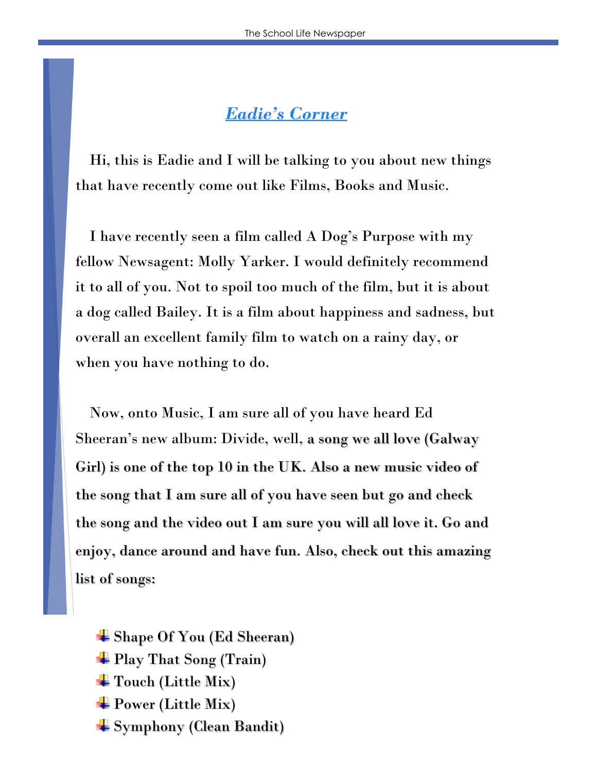# *Eadie's Corner*

Hi, this is Eadie and I will be talking to you about new things that have recently come out like Films, Books and Music.

I have recently seen a film called A Dog's Purpose with my fellow Newsagent: Molly Yarker. I would definitely recommend it to all of you. Not to spoil too much of the film, but it is about a dog called Bailey. It is a film about happiness and sadness, but overall an excellent family film to watch on a rainy day, or when you have nothing to do.

Now, onto Music, I am sure all of you have heard Ed Sheeran's new album: Divide, well, **a song we all love (Galway Girl) is one of the top 10 in the UK. Also a new music video of the song that I am sure all of you have seen but go and check the song and the video out I am sure you will all love it. Go and enjoy, dance around and have fun. Also, check out this amazing list of songs:**

- **Shape Of You (Ed Sheeran)**
- **Play That Song (Train)**
- **Touch (Little Mix)**
- **Power (Little Mix)**
- **Symphony (Clean Bandit)**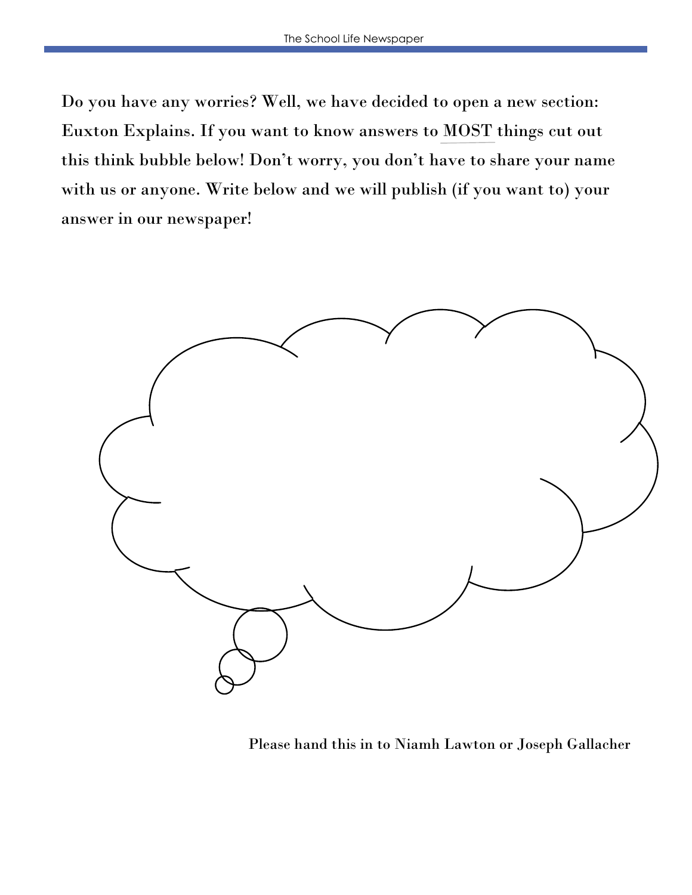**Do you have any worries? Well, we have decided to open a new section: Euxton Explains. If you want to know answers to MOST things cut out this think bubble below! Don't worry, you don't have to share your name with us or anyone. Write below and we will publish (if you want to) your answer in our newspaper!**

Please hand this in to Niamh Lawton or Joseph Gallacher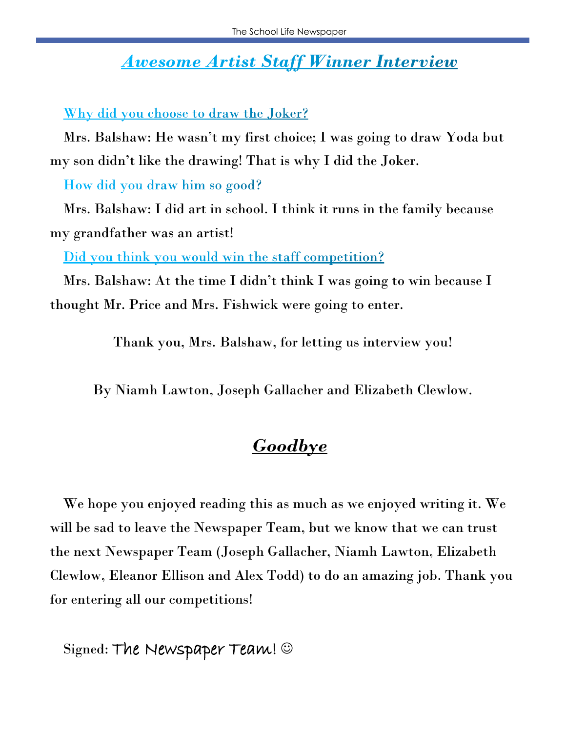## *Awesome Artist Staff Winner Interview*

Why did you choose to draw the Joker?

Mrs. Balshaw: He wasn't my first choice; I was going to draw Yoda but my son didn't like the drawing! That is why I did the Joker.

How did you draw him so good?

Mrs. Balshaw: I did art in school. I think it runs in the family because my grandfather was an artist!

Did you think you would win the staff competition?

Mrs. Balshaw: At the time I didn't think I was going to win because I thought Mr. Price and Mrs. Fishwick were going to enter.

Thank you, Mrs. Balshaw, for letting us interview you!

By Niamh Lawton, Joseph Gallacher and Elizabeth Clewlow.

## *Goodbye*

We hope you enjoyed reading this as much as we enjoyed writing it. We will be sad to leave the Newspaper Team, but we know that we can trust the next Newspaper Team (Joseph Gallacher, Niamh Lawton, Elizabeth Clewlow, Eleanor Ellison and Alex Todd) to do an amazing job. Thank you for entering all our competitions!

Signed: The Newspaper Team! ☺